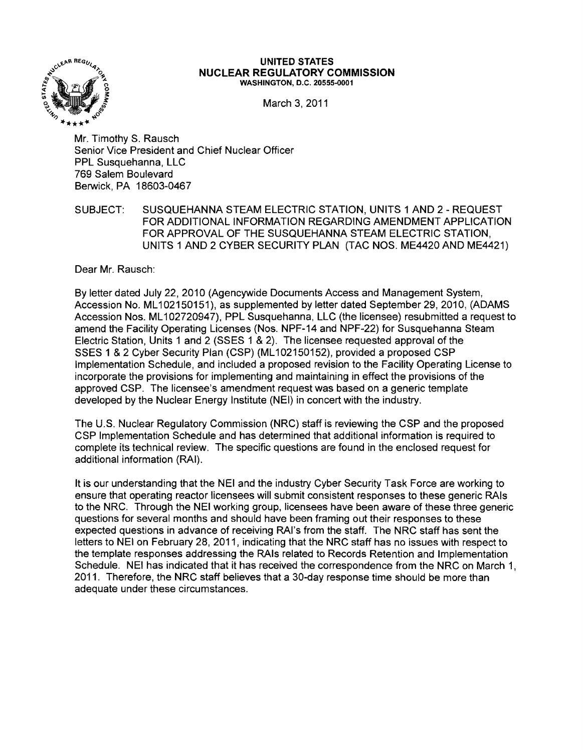**UNITED STATES**
**NUCLEAR REGULATORY COMMISSION**
WASHINGTON, D.C. 20555-0001

March 3, 2011

Mr. Timothy S. Rausch
Senior Vice President and Chief Nuclear Officer
PPL Susquehanna, LLC
769 Salem Boulevard
Berwick, PA 18603-0467

SUBJECT: SUSQUEHANNA STEAM ELECTRIC STATION, UNITS 1 AND 2 - REQUEST FOR ADDITIONAL INFORMATION REGARDING AMENDMENT APPLICATION FOR APPROVAL OF THE SUSQUEHANNA STEAM ELECTRIC STATION, UNITS 1 AND 2 CYBER SECURITY PLAN (TAC NOS. ME4420 AND ME4421)

Dear Mr. Rausch:

By letter dated July 22, 2010 (Agencywide Documents Access and Management System, Accession No. ML102150151), as supplemented by letter dated September 29, 2010, (ADAMS Accession Nos. ML102720947), PPL Susquehanna, LLC (the licensee) resubmitted a request to amend the Facility Operating Licenses (Nos. NPF-14 and NPF-22) for Susquehanna Steam Electric Station, Units 1 and 2 (SSES 1 & 2). The licensee requested approval of the SSES 1 & 2 Cyber Security Plan (CSP) (ML102150152), provided a proposed CSP Implementation Schedule, and included a proposed revision to the Facility Operating License to incorporate the provisions for implementing and maintaining in effect the provisions of the approved CSP. The licensee's amendment request was based on a generic template developed by the Nuclear Energy Institute (NEI) in concert with the industry.

The U.S. Nuclear Regulatory Commission (NRC) staff is reviewing the CSP and the proposed CSP Implementation Schedule and has determined that additional information is required to complete its technical review. The specific questions are found in the enclosed request for additional information (RAI).

It is our understanding that the NEI and the industry Cyber Security Task Force are working to ensure that operating reactor licensees will submit consistent responses to these generic RAIs to the NRC. Through the NEI working group, licensees have been aware of these three generic questions for several months and should have been framing out their responses to these expected questions in advance of receiving RAI's from the staff. The NRC staff has sent the letters to NEI on February 28, 2011, indicating that the NRC staff has no issues with respect to the template responses addressing the RAIs related to Records Retention and Implementation Schedule. NEI has indicated that it has received the correspondence from the NRC on March 1, 2011. Therefore, the NRC staff believes that a 30-day response time should be more than adequate under these circumstances.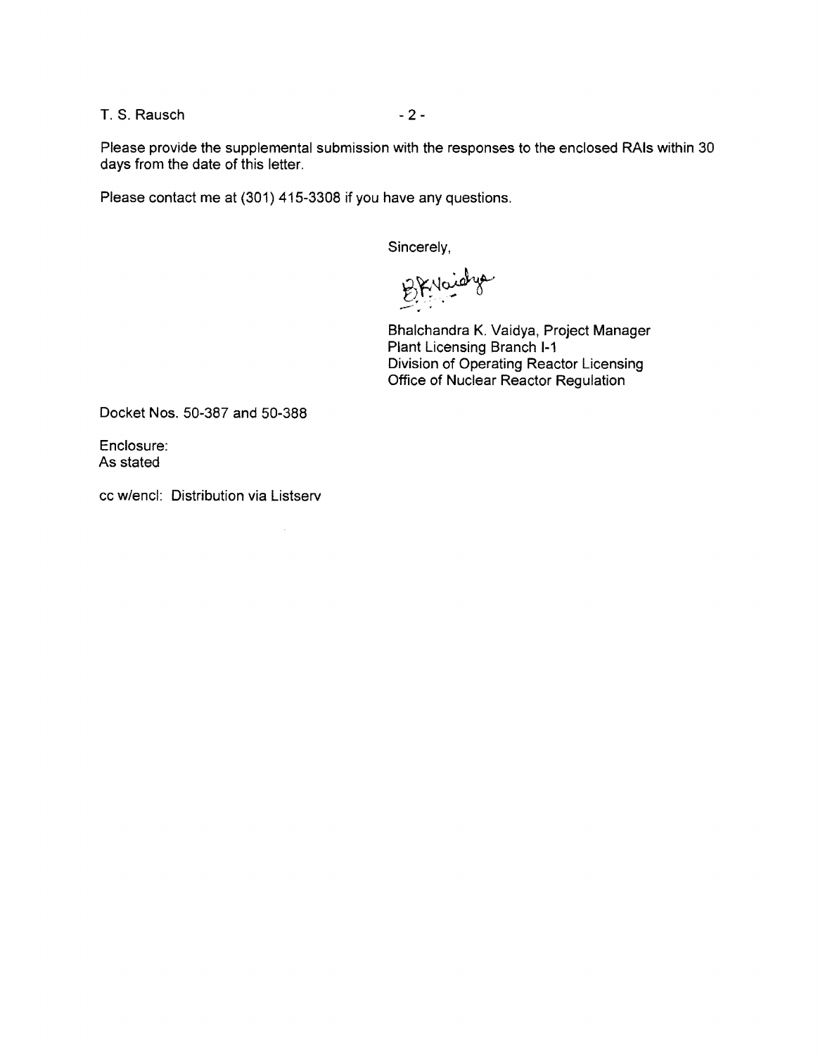Please provide the supplemental submission with the responses to the enclosed RAIs within 30 days from the date of this letter.

Please contact me at (301) 415-3308 if you have any questions.

Sincerely,

Bhalchandra K. Vaidya, Project Manager
Plant Licensing Branch I-1
Division of Operating Reactor Licensing
Office of Nuclear Reactor Regulation

Docket Nos. 50-387 and 50-388

Enclosure:
As stated

cc w/encl: Distribution via Listserv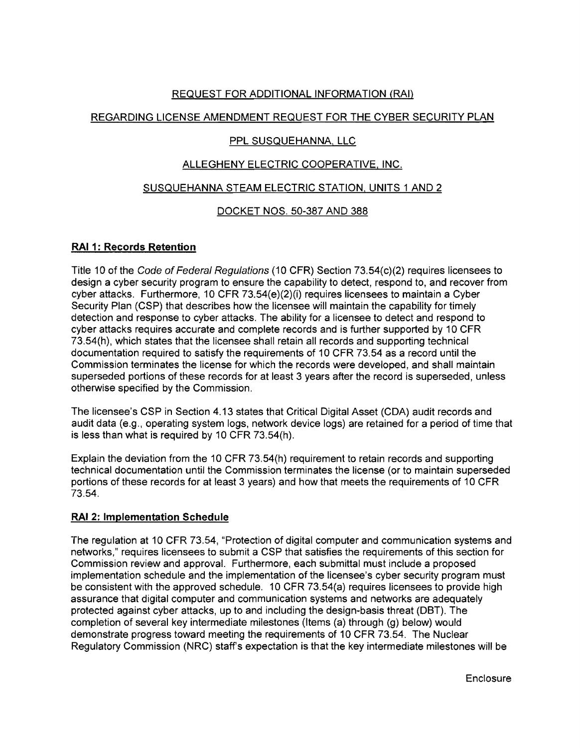REQUEST FOR ADDITIONAL INFORMATION (RAI)

REGARDING LICENSE AMENDMENT REQUEST FOR THE CYBER SECURITY PLAN

PPL SUSQUEHANNA, LLC

ALLEGHENY ELECTRIC COOPERATIVE, INC.

SUSQUEHANNA STEAM ELECTRIC STATION, UNITS 1 AND 2

DOCKET NOS. 50-387 AND 388

**RAI 1: Records Retention**

Title 10 of the *Code of Federal Regulations* (10 CFR) Section 73.54(c)(2) requires licensees to design a cyber security program to ensure the capability to detect, respond to, and recover from cyber attacks. Furthermore, 10 CFR 73.54(e)(2)(i) requires licensees to maintain a Cyber Security Plan (CSP) that describes how the licensee will maintain the capability for timely detection and response to cyber attacks. The ability for a licensee to detect and respond to cyber attacks requires accurate and complete records and is further supported by 10 CFR 73.54(h), which states that the licensee shall retain all records and supporting technical documentation required to satisfy the requirements of 10 CFR 73.54 as a record until the Commission terminates the license for which the records were developed, and shall maintain superseded portions of these records for at least 3 years after the record is superseded, unless otherwise specified by the Commission.

The licensee's CSP in Section 4.13 states that Critical Digital Asset (CDA) audit records and audit data (e.g., operating system logs, network device logs) are retained for a period of time that is less than what is required by 10 CFR 73.54(h).

Explain the deviation from the 10 CFR 73.54(h) requirement to retain records and supporting technical documentation until the Commission terminates the license (or to maintain superseded portions of these records for at least 3 years) and how that meets the requirements of 10 CFR 73.54.

**RAI 2: Implementation Schedule**

The regulation at 10 CFR 73.54, "Protection of digital computer and communication systems and networks," requires licensees to submit a CSP that satisfies the requirements of this section for Commission review and approval. Furthermore, each submittal must include a proposed implementation schedule and the implementation of the licensee's cyber security program must be consistent with the approved schedule. 10 CFR 73.54(a) requires licensees to provide high assurance that digital computer and communication systems and networks are adequately protected against cyber attacks, up to and including the design-basis threat (DBT). The completion of several key intermediate milestones (Items (a) through (g) below) would demonstrate progress toward meeting the requirements of 10 CFR 73.54. The Nuclear Regulatory Commission (NRC) staff's expectation is that the key intermediate milestones will be

Enclosure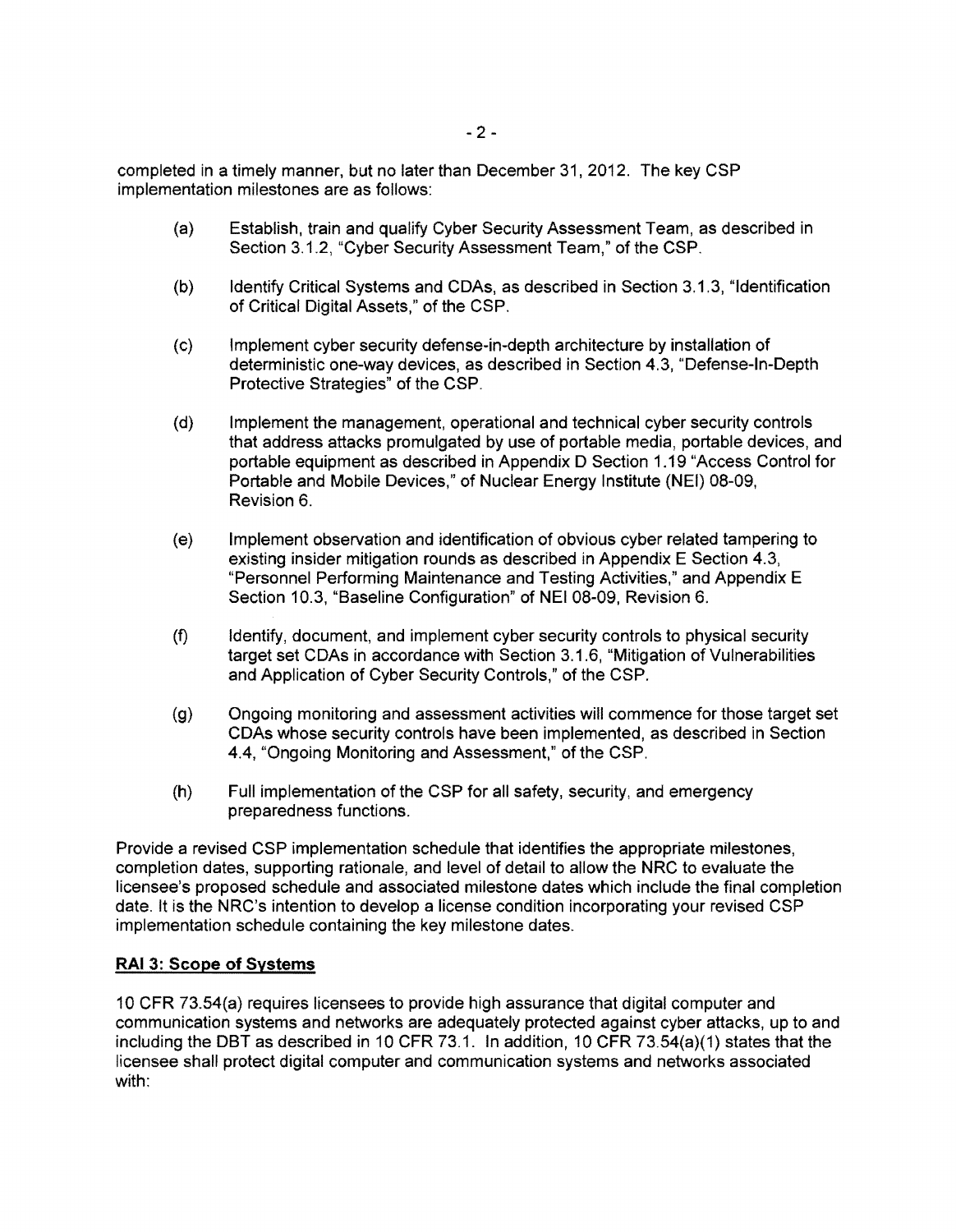completed in a timely manner, but no later than December 31, 2012. The key CSP implementation milestones are as follows:

(a) Establish, train and qualify Cyber Security Assessment Team, as described in Section 3.1.2, "Cyber Security Assessment Team," of the CSP.

(b) Identify Critical Systems and CDAs, as described in Section 3.1.3, "Identification of Critical Digital Assets," of the CSP.

(c) Implement cyber security defense-in-depth architecture by installation of deterministic one-way devices, as described in Section 4.3, "Defense-In-Depth Protective Strategies" of the CSP.

(d) Implement the management, operational and technical cyber security controls that address attacks promulgated by use of portable media, portable devices, and portable equipment as described in Appendix D Section 1.19 "Access Control for Portable and Mobile Devices," of Nuclear Energy Institute (NEI) 08-09, Revision 6.

(e) Implement observation and identification of obvious cyber related tampering to existing insider mitigation rounds as described in Appendix E Section 4.3, "Personnel Performing Maintenance and Testing Activities," and Appendix E Section 10.3, "Baseline Configuration" of NEI 08-09, Revision 6.

(f) Identify, document, and implement cyber security controls to physical security target set CDAs in accordance with Section 3.1.6, "Mitigation of Vulnerabilities and Application of Cyber Security Controls," of the CSP.

(g) Ongoing monitoring and assessment activities will commence for those target set CDAs whose security controls have been implemented, as described in Section 4.4, "Ongoing Monitoring and Assessment," of the CSP.

(h) Full implementation of the CSP for all safety, security, and emergency preparedness functions.

Provide a revised CSP implementation schedule that identifies the appropriate milestones, completion dates, supporting rationale, and level of detail to allow the NRC to evaluate the licensee's proposed schedule and associated milestone dates which include the final completion date. It is the NRC's intention to develop a license condition incorporating your revised CSP implementation schedule containing the key milestone dates.

**RAI 3: Scope of Systems**

10 CFR 73.54(a) requires licensees to provide high assurance that digital computer and communication systems and networks are adequately protected against cyber attacks, up to and including the DBT as described in 10 CFR 73.1. In addition, 10 CFR 73.54(a)(1) states that the licensee shall protect digital computer and communication systems and networks associated with: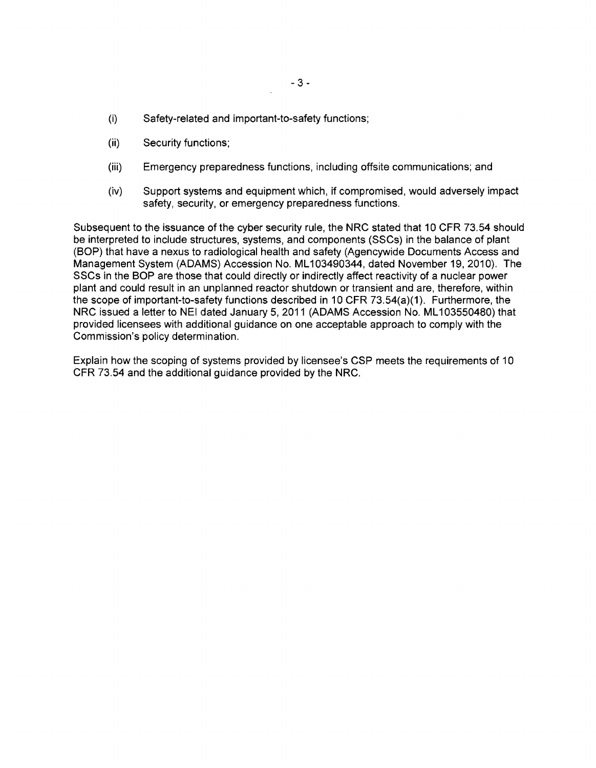(i) Safety-related and important-to-safety functions;

(ii) Security functions;

(iii) Emergency preparedness functions, including offsite communications; and

(iv) Support systems and equipment which, if compromised, would adversely impact safety, security, or emergency preparedness functions.

Subsequent to the issuance of the cyber security rule, the NRC stated that 10 CFR 73.54 should be interpreted to include structures, systems, and components (SSCs) in the balance of plant (BOP) that have a nexus to radiological health and safety (Agencywide Documents Access and Management System (ADAMS) Accession No. ML103490344, dated November 19, 2010). The SSCs in the BOP are those that could directly or indirectly affect reactivity of a nuclear power plant and could result in an unplanned reactor shutdown or transient and are, therefore, within the scope of important-to-safety functions described in 10 CFR 73.54(a)(1). Furthermore, the NRC issued a letter to NEI dated January 5, 2011 (ADAMS Accession No. ML103550480) that provided licensees with additional guidance on one acceptable approach to comply with the Commission's policy determination.

Explain how the scoping of systems provided by licensee's CSP meets the requirements of 10 CFR 73.54 and the additional guidance provided by the NRC.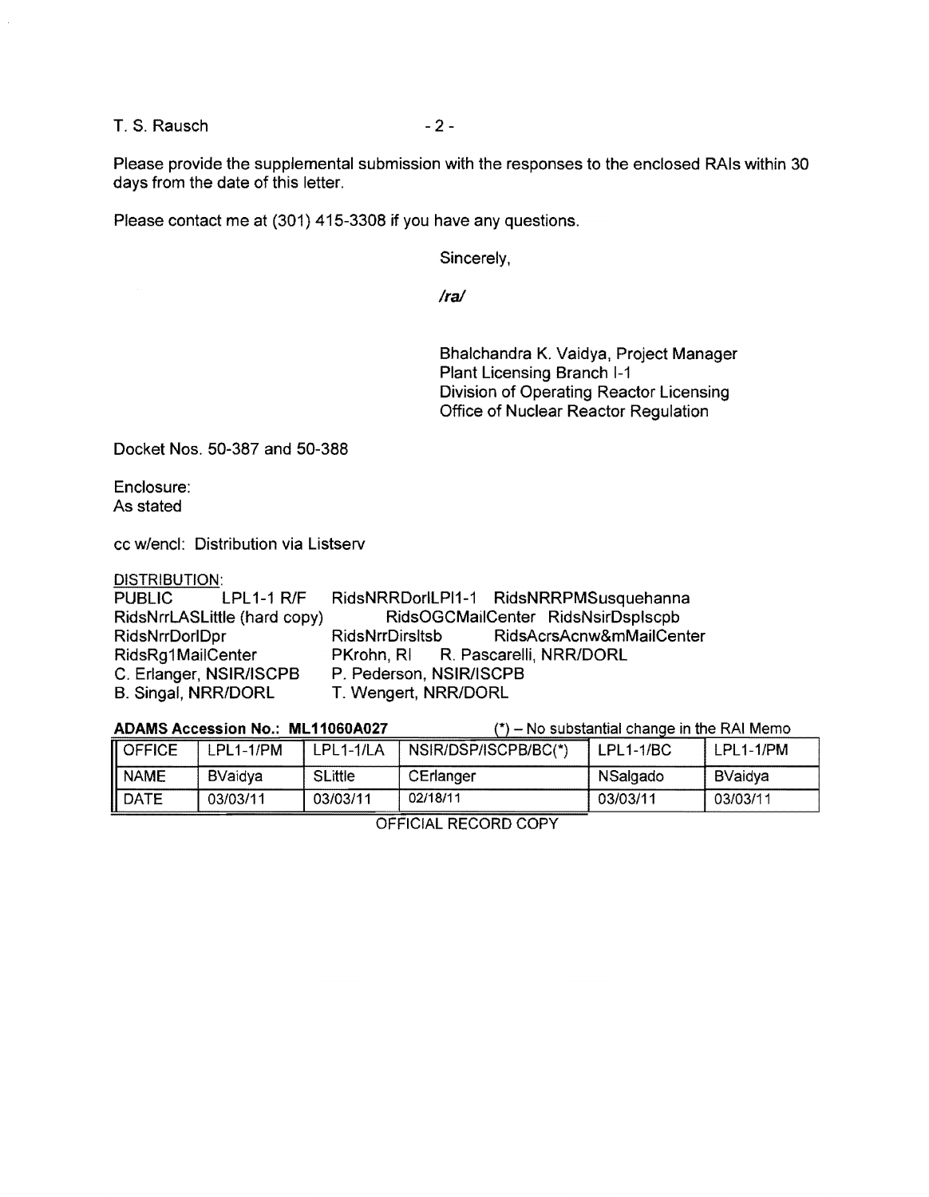Please provide the supplemental submission with the responses to the enclosed RAIs within 30 days from the date of this letter.

Please contact me at (301) 415-3308 if you have any questions.

Sincerely,

*/ra/*

Bhalchandra K. Vaidya, Project Manager
Plant Licensing Branch I-1
Division of Operating Reactor Licensing
Office of Nuclear Reactor Regulation

Docket Nos. 50-387 and 50-388

Enclosure:
As stated

cc w/encl: Distribution via Listserv

DISTRIBUTION:
PUBLIC LPL1-1 R/F RidsNRRDorlLPl1-1 RidsNRRPMSusquehanna
RidsNrrLASLittle (hard copy) RidsOGCMailCenter RidsNsirDsplscpb
RidsNrrDorlDpr RidsNrrDirsltsb RidsAcrsAcnw&mMailCenter
RidsRg1MailCenter PKrohn, RI R. Pascarelli, NRR/DORL
C. Erlanger, NSIR/ISCPB P. Pederson, NSIR/ISCPB
B. Singal, NRR/DORL T. Wengert, NRR/DORL

**ADAMS Accession No.: ML11060A027** (*) – No substantial change in the RAI Memo

| OFFICE | LPL1-1/PM | LPL1-1/LA | NSIR/DSP/ISCPB/BC(*) | LPL1-1/BC | LPL1-1/PM |
|---|---|---|---|---|---|
| NAME | BVaidya | SLittle | CErlanger | NSalgado | BVaidya |
| DATE | 03/03/11 | 03/03/11 | 02/18/11 | 03/03/11 | 03/03/11 |

OFFICIAL RECORD COPY